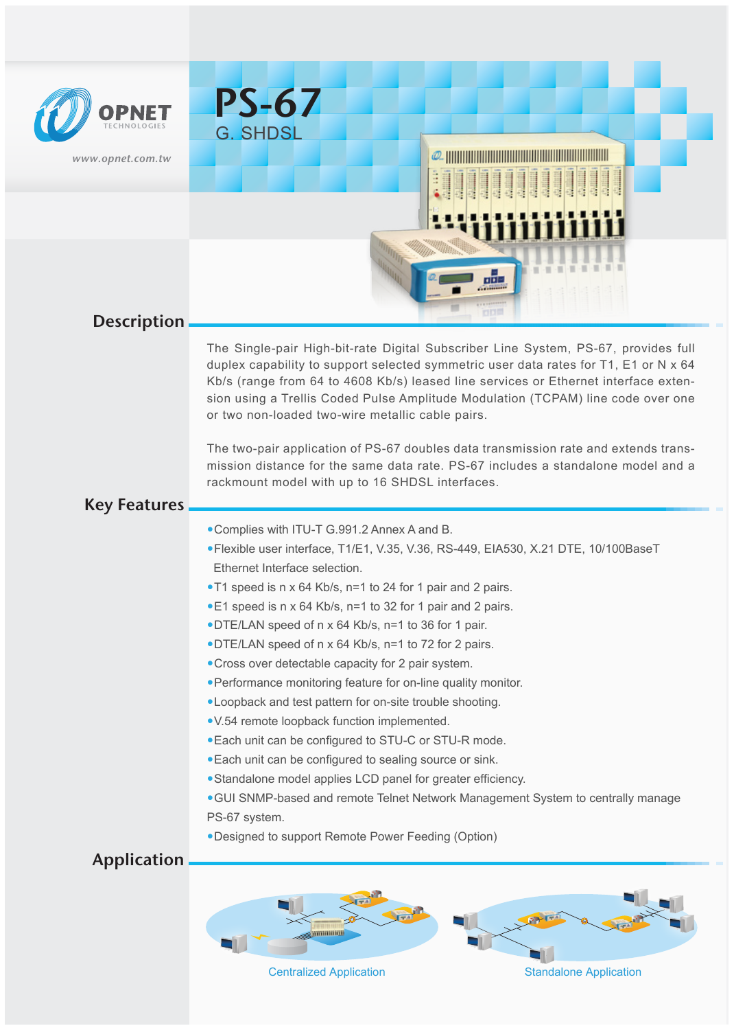OPNET TECHNOLOGIES

www.opnet.com.tw

# PS-67

G. SHDSL

## Description

The Single-pair High-bit-rate Digital Subscriber Line System, PS-67, provides full duplex capability to support selected symmetric user data rates for T1, E1 or N x 64 Kb/s (range from 64 to 4608 Kb/s) leased line services or Ethernet interface extension using a Trellis Coded Pulse Amplitude Modulation (TCPAM) line code over one or two non-loaded two-wire metallic cable pairs.

The two-pair application of PS-67 doubles data transmission rate and extends transmission distance for the same data rate. PS-67 includes a standalone model and a rackmount model with up to 16 SHDSL interfaces.

## Key Features

- Complies with ITU-T G.991.2 Annex A and B.
- Flexible user interface, T1/E1, V.35, V.36, RS-449, EIA530, X.21 DTE, 10/100BaseT Ethernet Interface selection.
- T1 speed is n x 64 Kb/s, n=1 to 24 for 1 pair and 2 pairs.
- E1 speed is n x 64 Kb/s, n=1 to 32 for 1 pair and 2 pairs.
- DTE/LAN speed of n x 64 Kb/s, n=1 to 36 for 1 pair.
- DTE/LAN speed of n x 64 Kb/s, n=1 to 72 for 2 pairs.
- Cross over detectable capacity for 2 pair system.
- Performance monitoring feature for on-line quality monitor.
- Loopback and test pattern for on-site trouble shooting.
- V.54 remote loopback function implemented.
- Each unit can be configured to STU-C or STU-R mode.
- Each unit can be configured to sealing source or sink.
- Standalone model applies LCD panel for greater efficiency.
- GUI SNMP-based and remote Telnet Network Management System to centrally manage PS-67 system.
- Designed to support Remote Power Feeding (Option)

## Application

Centralized Application

Standalone Application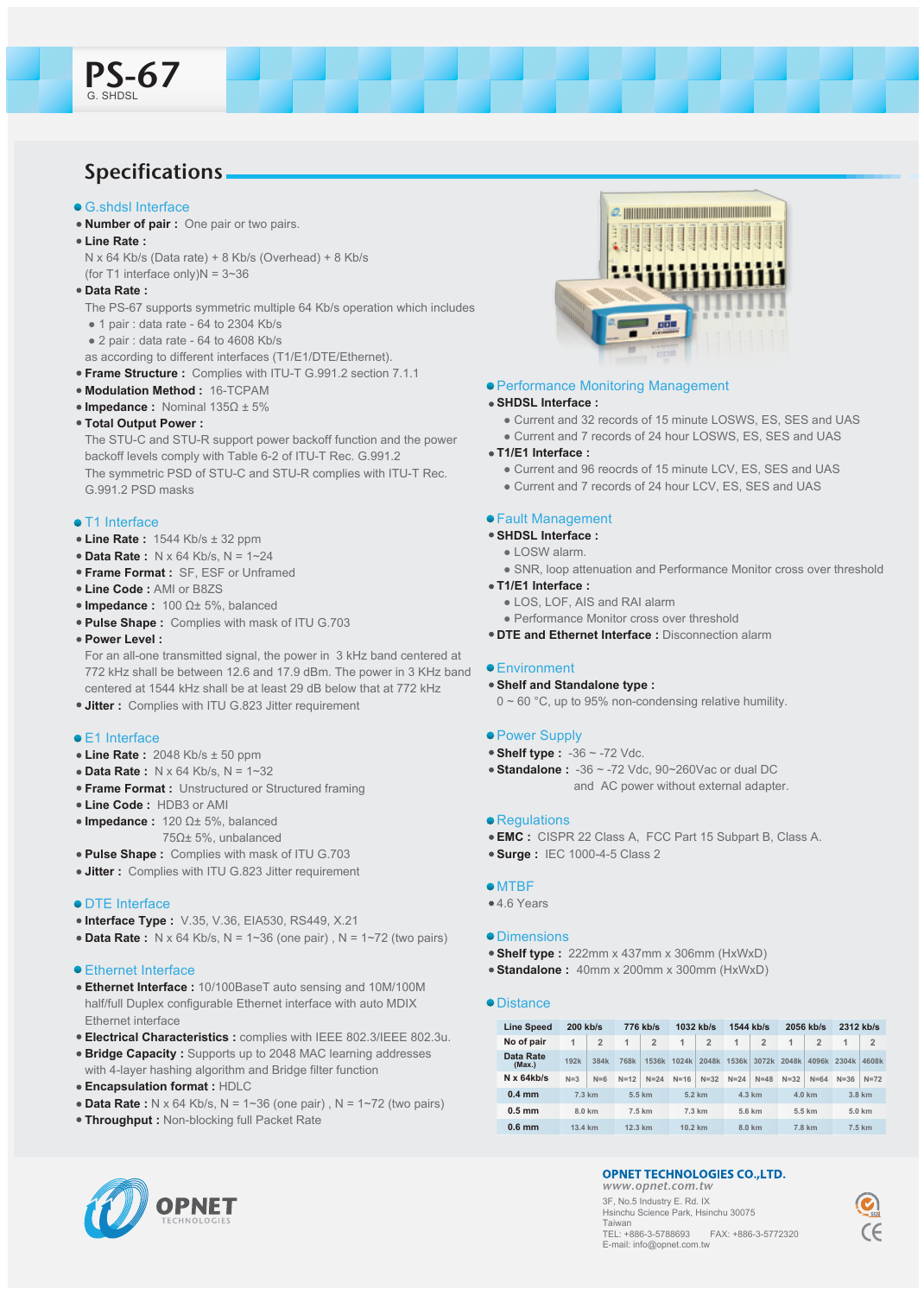# PS-67

G. SHDSL

## Specifications

### G.shdsl Interface

- **Number of pair :** One pair or two pairs.
- **Line Rate :**
  N x 64 Kb/s (Data rate) + 8 Kb/s (Overhead) + 8 Kb/s
  (for T1 interface only)N = 3~36
- **Data Rate :**
  The PS-67 supports symmetric multiple 64 Kb/s operation which includes
  - 1 pair : data rate - 64 to 2304 Kb/s
  - 2 pair : data rate - 64 to 4608 Kb/s

  as according to different interfaces (T1/E1/DTE/Ethernet).
- **Frame Structure :** Complies with ITU-T G.991.2 section 7.1.1
- **Modulation Method :** 16-TCPAM
- **Impedance :** Nominal 135Ω ± 5%
- **Total Output Power :**
  The STU-C and STU-R support power backoff function and the power backoff levels comply with Table 6-2 of ITU-T Rec. G.991.2
  The symmetric PSD of STU-C and STU-R complies with ITU-T Rec. G.991.2 PSD masks

### T1 Interface

- **Line Rate :** 1544 Kb/s ± 32 ppm
- **Data Rate :** N x 64 Kb/s, N = 1~24
- **Frame Format :** SF, ESF or Unframed
- **Line Code :** AMI or B8ZS
- **Impedance :** 100 Ω± 5%, balanced
- **Pulse Shape :** Complies with mask of ITU G.703
- **Power Level :**
  For an all-one transmitted signal, the power in 3 kHz band centered at 772 kHz shall be between 12.6 and 17.9 dBm. The power in 3 KHz band centered at 1544 kHz shall be at least 29 dB below that at 772 kHz
- **Jitter :** Complies with ITU G.823 Jitter requirement

### E1 Interface

- **Line Rate :** 2048 Kb/s ± 50 ppm
- **Data Rate :** N x 64 Kb/s, N = 1~32
- **Frame Format :** Unstructured or Structured framing
- **Line Code :** HDB3 or AMI
- **Impedance :** 120 Ω± 5%, balanced
  75Ω± 5%, unbalanced
- **Pulse Shape :** Complies with mask of ITU G.703
- **Jitter :** Complies with ITU G.823 Jitter requirement

### DTE Interface

- **Interface Type :** V.35, V.36, EIA530, RS449, X.21
- **Data Rate :** N x 64 Kb/s, N = 1~36 (one pair) , N = 1~72 (two pairs)

### Ethernet Interface

- **Ethernet Interface :** 10/100BaseT auto sensing and 10M/100M half/full Duplex configurable Ethernet interface with auto MDIX Ethernet interface
- **Electrical Characteristics :** complies with IEEE 802.3/IEEE 802.3u.
- **Bridge Capacity :** Supports up to 2048 MAC learning addresses with 4-layer hashing algorithm and Bridge filter function
- **Encapsulation format :** HDLC
- **Data Rate :** N x 64 Kb/s, N = 1~36 (one pair) , N = 1~72 (two pairs)
- **Throughput :** Non-blocking full Packet Rate

### Performance Monitoring Management

- **SHDSL Interface :**
  - Current and 32 records of 15 minute LOSWS, ES, SES and UAS
  - Current and 7 records of 24 hour LOSWS, ES, SES and UAS
- **T1/E1 Interface :**
  - Current and 96 reocrds of 15 minute LCV, ES, SES and UAS
  - Current and 7 records of 24 hour LCV, ES, SES and UAS

### Fault Management

- **SHDSL Interface :**
  - LOSW alarm.
  - SNR, loop attenuation and Performance Monitor cross over threshold
- **T1/E1 Interface :**
  - LOS, LOF, AIS and RAI alarm
  - Performance Monitor cross over threshold
- **DTE and Ethernet Interface :** Disconnection alarm

### Environment

- **Shelf and Standalone type :**
  0 ~ 60 °C, up to 95% non-condensing relative humility.

### Power Supply

- **Shelf type :** -36 ~ -72 Vdc.
- **Standalone :** -36 ~ -72 Vdc, 90~260Vac or dual DC and AC power without external adapter.

### Regulations

- **EMC :** CISPR 22 Class A, FCC Part 15 Subpart B, Class A.
- **Surge :** IEC 1000-4-5 Class 2

### MTBF

- 4.6 Years

### Dimensions

- **Shelf type :** 222mm x 437mm x 306mm (HxWxD)
- **Standalone :** 40mm x 200mm x 300mm (HxWxD)

### Distance

| Line Speed | 200 kb/s | | 776 kb/s | | 1032 kb/s | | 1544 kb/s | | 2056 kb/s | | 2312 kb/s | |
|---|---|---|---|---|---|---|---|---|---|---|---|---|
| No of pair | 1 | 2 | 1 | 2 | 1 | 2 | 1 | 2 | 1 | 2 | 1 | 2 |
| Data Rate (Max.) | 192k | 384k | 768k | 1536k | 1024k | 2048k | 1536k | 3072k | 2048k | 4096k | 2304k | 4608k |
| N x 64kb/s | N=3 | N=6 | N=12 | N=24 | N=16 | N=32 | N=24 | N=48 | N=32 | N=64 | N=36 | N=72 |
| 0.4 mm | 7.3 km | | 5.5 km | | 5.2 km | | 4.3 km | | 4.0 km | | 3.8 km | |
| 0.5 mm | 8.0 km | | 7.5 km | | 7.3 km | | 5.6 km | | 5.5 km | | 5.0 km | |
| 0.6 mm | 13.4 km | | 12.3 km | | 10.2 km | | 8.0 km | | 7.8 km | | 7.5 km | |

OPNET TECHNOLOGIES

**OPNET TECHNOLOGIES CO.,LTD.**
*www.opnet.com.tw*
3F, No.5 Industry E. Rd. IX
Hsinchu Science Park, Hsinchu 30075
Taiwan
TEL: +886-3-5788693 FAX: +886-3-5772320
E-mail: info@opnet.com.tw